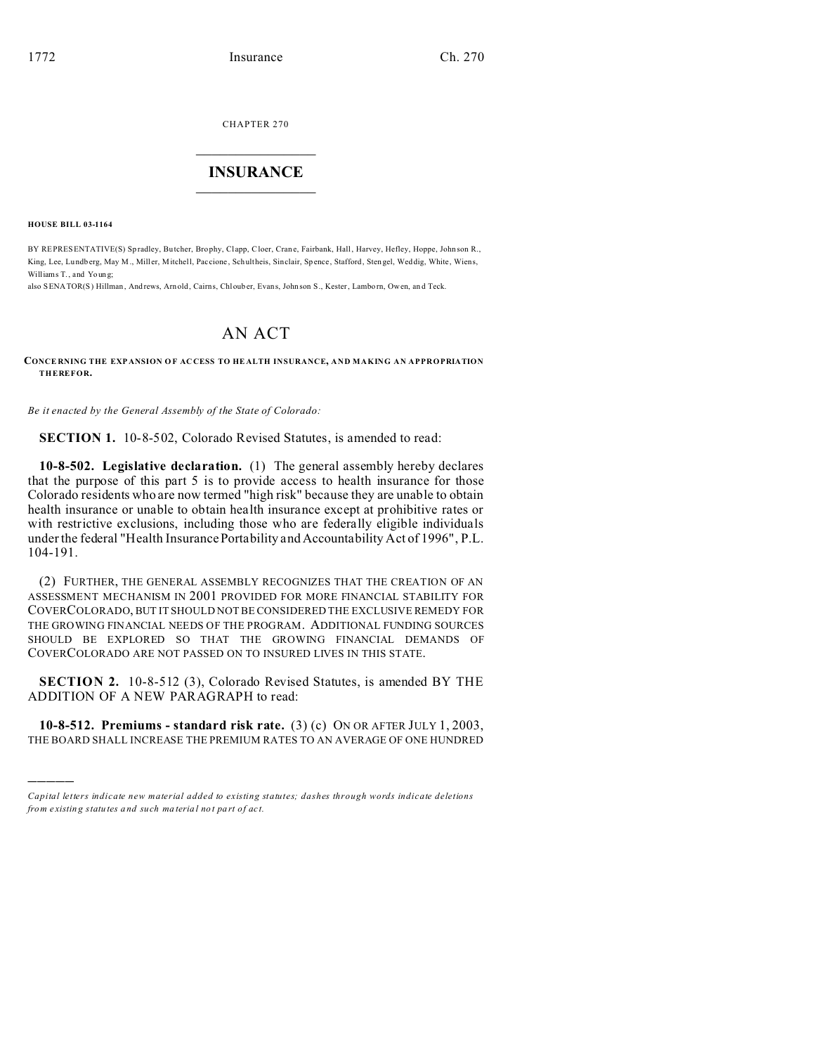CHAPTER 270

# INSURANCE

**HOUSE BILL 03-1164**

BY REPRESENTATIVE(S) Spradley, Butcher, Brophy, Clapp, Cloer, Crane, Fairbank, Hall, Harvey, Hefley, Hoppe, Johnson R., King, Lee, Lundberg, May M., Miller, Mitchell, Paccione, Schultheis, Sinclair, Spence, Stafford, Stengel, Weddig, White, Wiens, Williams T., and Young;

also SENATOR(S) Hillman, Andrews, Arnold, Cairns, Chlouber, Evans, Johnson S., Kester, Lamborn, Owen, and Teck.

# AN ACT

**CONCERNING THE EXPANSION OF ACCESS TO HEALTH INSURANCE, AND MAKING AN APPROPRIATION THEREFOR.**

*Be it enacted by the General Assembly of the State of Colorado:*

**SECTION 1.** 10-8-502, Colorado Revised Statutes, is amended to read:

**10-8-502. Legislative declaration.** (1) The general assembly hereby declares that the purpose of this part 5 is to provide access to health insurance for those Colorado residents who are now termed "high risk" because they are unable to obtain health insurance or unable to obtain health insurance except at prohibitive rates or with restrictive exclusions, including those who are federally eligible individuals under the federal "Health Insurance Portability and Accountability Act of 1996", P.L. 104-191.

(2) FURTHER, THE GENERAL ASSEMBLY RECOGNIZES THAT THE CREATION OF AN ASSESSMENT MECHANISM IN 2001 PROVIDED FOR MORE FINANCIAL STABILITY FOR COVERCOLORADO, BUT IT SHOULD NOT BE CONSIDERED THE EXCLUSIVE REMEDY FOR THE GROWING FINANCIAL NEEDS OF THE PROGRAM. ADDITIONAL FUNDING SOURCES SHOULD BE EXPLORED SO THAT THE GROWING FINANCIAL DEMANDS OF COVERCOLORADO ARE NOT PASSED ON TO INSURED LIVES IN THIS STATE.

**SECTION 2.** 10-8-512 (3), Colorado Revised Statutes, is amended BY THE ADDITION OF A NEW PARAGRAPH to read:

**10-8-512. Premiums - standard risk rate.** (3) (c) ON OR AFTER JULY 1, 2003, THE BOARD SHALL INCREASE THE PREMIUM RATES TO AN AVERAGE OF ONE HUNDRED

---

*Capital letters indicate new material added to existing statutes; dashes through words indicate deletions from existing statutes and such material not part of act.*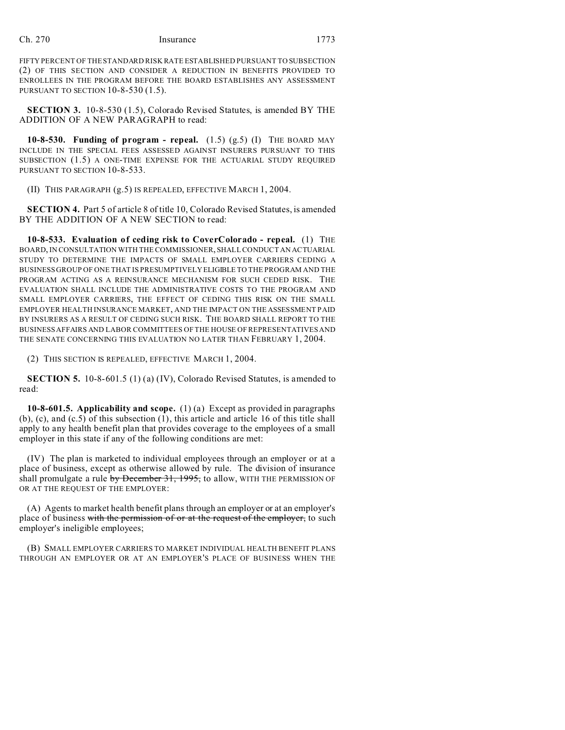FIFTY PERCENT OF THE STANDARD RISK RATE ESTABLISHED PURSUANT TO SUBSECTION (2) OF THIS SECTION AND CONSIDER A REDUCTION IN BENEFITS PROVIDED TO ENROLLEES IN THE PROGRAM BEFORE THE BOARD ESTABLISHES ANY ASSESSMENT PURSUANT TO SECTION 10-8-530 (1.5).

**SECTION 3.** 10-8-530 (1.5), Colorado Revised Statutes, is amended BY THE ADDITION OF A NEW PARAGRAPH to read:

**10-8-530. Funding of program - repeal.** (1.5) (g.5) (I) THE BOARD MAY INCLUDE IN THE SPECIAL FEES ASSESSED AGAINST INSURERS PURSUANT TO THIS SUBSECTION (1.5) A ONE-TIME EXPENSE FOR THE ACTUARIAL STUDY REQUIRED PURSUANT TO SECTION 10-8-533.

(II) THIS PARAGRAPH (g.5) IS REPEALED, EFFECTIVE MARCH 1, 2004.

**SECTION 4.** Part 5 of article 8 of title 10, Colorado Revised Statutes, is amended BY THE ADDITION OF A NEW SECTION to read:

**10-8-533. Evaluation of ceding risk to CoverColorado - repeal.** (1) THE BOARD, IN CONSULTATION WITH THE COMMISSIONER, SHALL CONDUCT AN ACTUARIAL STUDY TO DETERMINE THE IMPACTS OF SMALL EMPLOYER CARRIERS CEDING A BUSINESS GROUP OF ONE THAT IS PRESUMPTIVELY ELIGIBLE TO THE PROGRAM AND THE PROGRAM ACTING AS A REINSURANCE MECHANISM FOR SUCH CEDED RISK. THE EVALUATION SHALL INCLUDE THE ADMINISTRATIVE COSTS TO THE PROGRAM AND SMALL EMPLOYER CARRIERS, THE EFFECT OF CEDING THIS RISK ON THE SMALL EMPLOYER HEALTH INSURANCE MARKET, AND THE IMPACT ON THE ASSESSMENT PAID BY INSURERS AS A RESULT OF CEDING SUCH RISK. THE BOARD SHALL REPORT TO THE BUSINESS AFFAIRS AND LABOR COMMITTEES OF THE HOUSE OF REPRESENTATIVES AND THE SENATE CONCERNING THIS EVALUATION NO LATER THAN FEBRUARY 1, 2004.

(2) THIS SECTION IS REPEALED, EFFECTIVE MARCH 1, 2004.

**SECTION 5.** 10-8-601.5 (1) (a) (IV), Colorado Revised Statutes, is amended to read:

**10-8-601.5. Applicability and scope.** (1) (a) Except as provided in paragraphs (b), (c), and (c.5) of this subsection (1), this article and article 16 of this title shall apply to any health benefit plan that provides coverage to the employees of a small employer in this state if any of the following conditions are met:

(IV) The plan is marketed to individual employees through an employer or at a place of business, except as otherwise allowed by rule. The division of insurance shall promulgate a rule ~~by December 31, 1995,~~ to allow, WITH THE PERMISSION OF OR AT THE REQUEST OF THE EMPLOYER:

(A) Agents to market health benefit plans through an employer or at an employer's place of business ~~with the permission of or at the request of the employer,~~ to such employer's ineligible employees;

(B) SMALL EMPLOYER CARRIERS TO MARKET INDIVIDUAL HEALTH BENEFIT PLANS THROUGH AN EMPLOYER OR AT AN EMPLOYER'S PLACE OF BUSINESS WHEN THE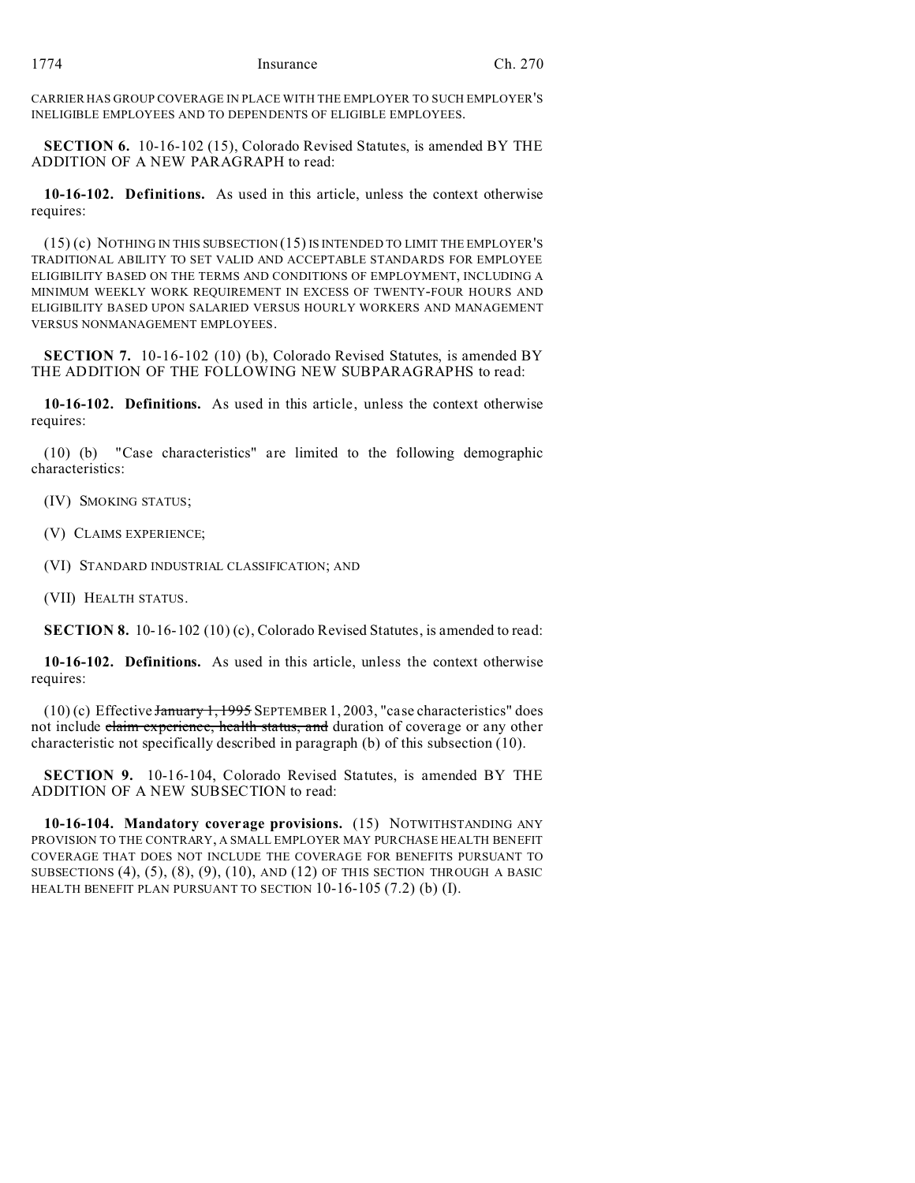CARRIER HAS GROUP COVERAGE IN PLACE WITH THE EMPLOYER TO SUCH EMPLOYER'S INELIGIBLE EMPLOYEES AND TO DEPENDENTS OF ELIGIBLE EMPLOYEES.

**SECTION 6.** 10-16-102 (15), Colorado Revised Statutes, is amended BY THE ADDITION OF A NEW PARAGRAPH to read:

**10-16-102. Definitions.** As used in this article, unless the context otherwise requires:

(15) (c) NOTHING IN THIS SUBSECTION (15) IS INTENDED TO LIMIT THE EMPLOYER'S TRADITIONAL ABILITY TO SET VALID AND ACCEPTABLE STANDARDS FOR EMPLOYEE ELIGIBILITY BASED ON THE TERMS AND CONDITIONS OF EMPLOYMENT, INCLUDING A MINIMUM WEEKLY WORK REQUIREMENT IN EXCESS OF TWENTY-FOUR HOURS AND ELIGIBILITY BASED UPON SALARIED VERSUS HOURLY WORKERS AND MANAGEMENT VERSUS NONMANAGEMENT EMPLOYEES.

**SECTION 7.** 10-16-102 (10) (b), Colorado Revised Statutes, is amended BY THE ADDITION OF THE FOLLOWING NEW SUBPARAGRAPHS to read:

**10-16-102. Definitions.** As used in this article, unless the context otherwise requires:

(10) (b) "Case characteristics" are limited to the following demographic characteristics:

(IV) SMOKING STATUS;

(V) CLAIMS EXPERIENCE;

(VI) STANDARD INDUSTRIAL CLASSIFICATION; AND

(VII) HEALTH STATUS.

**SECTION 8.** 10-16-102 (10) (c), Colorado Revised Statutes, is amended to read:

**10-16-102. Definitions.** As used in this article, unless the context otherwise requires:

(10) (c) Effective ~~January 1, 1995~~ SEPTEMBER 1, 2003, "case characteristics" does not include ~~claim experience, health status, and~~ duration of coverage or any other characteristic not specifically described in paragraph (b) of this subsection (10).

**SECTION 9.** 10-16-104, Colorado Revised Statutes, is amended BY THE ADDITION OF A NEW SUBSECTION to read:

**10-16-104. Mandatory coverage provisions.** (15) NOTWITHSTANDING ANY PROVISION TO THE CONTRARY, A SMALL EMPLOYER MAY PURCHASE HEALTH BENEFIT COVERAGE THAT DOES NOT INCLUDE THE COVERAGE FOR BENEFITS PURSUANT TO SUBSECTIONS (4), (5), (8), (9), (10), AND (12) OF THIS SECTION THROUGH A BASIC HEALTH BENEFIT PLAN PURSUANT TO SECTION 10-16-105 (7.2) (b) (I).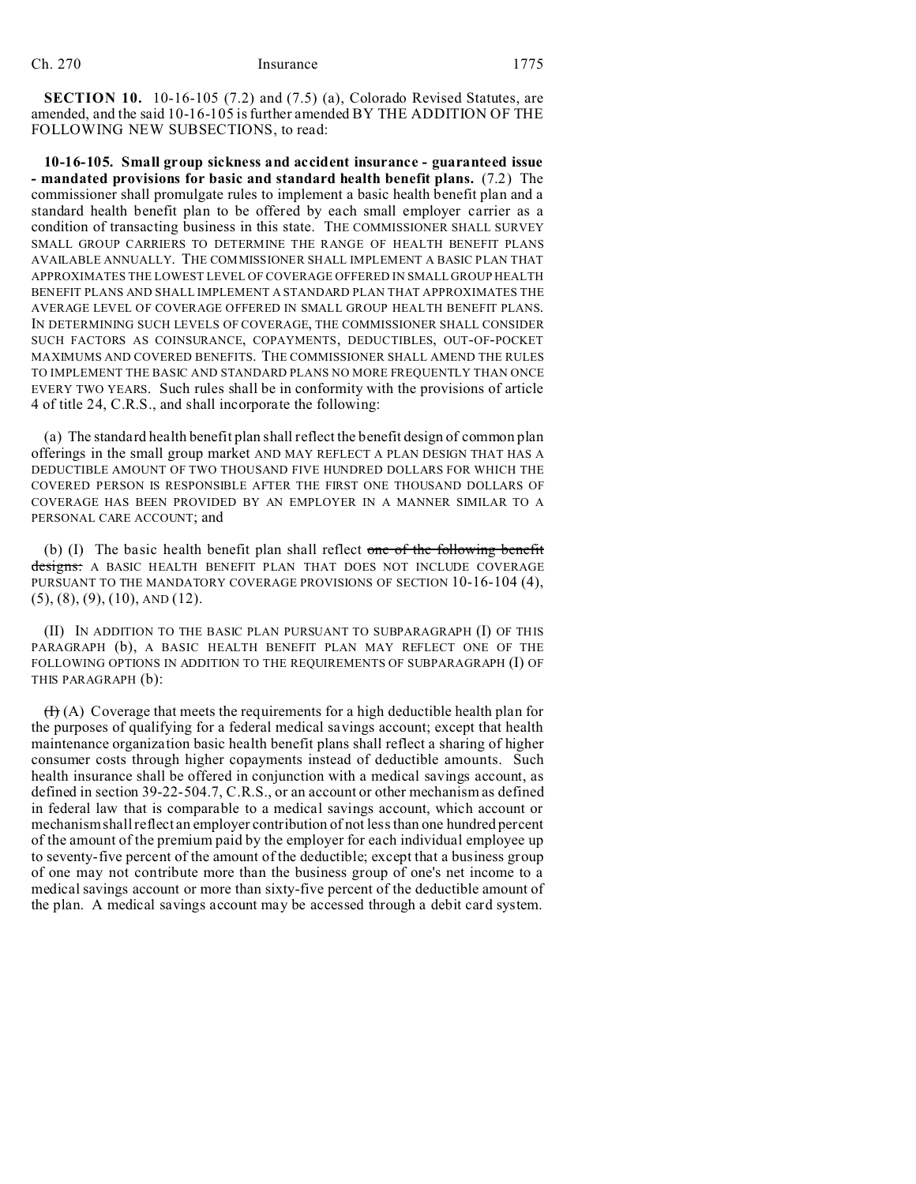**SECTION 10.** 10-16-105 (7.2) and (7.5) (a), Colorado Revised Statutes, are amended, and the said 10-16-105 is further amended BY THE ADDITION OF THE FOLLOWING NEW SUBSECTIONS, to read:

**10-16-105. Small group sickness and accident insurance - guaranteed issue - mandated provisions for basic and standard health benefit plans.** (7.2) The commissioner shall promulgate rules to implement a basic health benefit plan and a standard health benefit plan to be offered by each small employer carrier as a condition of transacting business in this state. THE COMMISSIONER SHALL SURVEY SMALL GROUP CARRIERS TO DETERMINE THE RANGE OF HEALTH BENEFIT PLANS AVAILABLE ANNUALLY. THE COMMISSIONER SHALL IMPLEMENT A BASIC PLAN THAT APPROXIMATES THE LOWEST LEVEL OF COVERAGE OFFERED IN SMALL GROUP HEALTH BENEFIT PLANS AND SHALL IMPLEMENT A STANDARD PLAN THAT APPROXIMATES THE AVERAGE LEVEL OF COVERAGE OFFERED IN SMALL GROUP HEALTH BENEFIT PLANS. IN DETERMINING SUCH LEVELS OF COVERAGE, THE COMMISSIONER SHALL CONSIDER SUCH FACTORS AS COINSURANCE, COPAYMENTS, DEDUCTIBLES, OUT-OF-POCKET MAXIMUMS AND COVERED BENEFITS. THE COMMISSIONER SHALL AMEND THE RULES TO IMPLEMENT THE BASIC AND STANDARD PLANS NO MORE FREQUENTLY THAN ONCE EVERY TWO YEARS. Such rules shall be in conformity with the provisions of article 4 of title 24, C.R.S., and shall incorporate the following:

(a) The standard health benefit plan shall reflect the benefit design of common plan offerings in the small group market AND MAY REFLECT A PLAN DESIGN THAT HAS A DEDUCTIBLE AMOUNT OF TWO THOUSAND FIVE HUNDRED DOLLARS FOR WHICH THE COVERED PERSON IS RESPONSIBLE AFTER THE FIRST ONE THOUSAND DOLLARS OF COVERAGE HAS BEEN PROVIDED BY AN EMPLOYER IN A MANNER SIMILAR TO A PERSONAL CARE ACCOUNT; and

(b) (I) The basic health benefit plan shall reflect ~~one of the following benefit designs:~~ A BASIC HEALTH BENEFIT PLAN THAT DOES NOT INCLUDE COVERAGE PURSUANT TO THE MANDATORY COVERAGE PROVISIONS OF SECTION 10-16-104 (4), (5), (8), (9), (10), AND (12).

(II) IN ADDITION TO THE BASIC PLAN PURSUANT TO SUBPARAGRAPH (I) OF THIS PARAGRAPH (b), A BASIC HEALTH BENEFIT PLAN MAY REFLECT ONE OF THE FOLLOWING OPTIONS IN ADDITION TO THE REQUIREMENTS OF SUBPARAGRAPH (I) OF THIS PARAGRAPH (b):

~~(I)~~ (A) Coverage that meets the requirements for a high deductible health plan for the purposes of qualifying for a federal medical savings account; except that health maintenance organization basic health benefit plans shall reflect a sharing of higher consumer costs through higher copayments instead of deductible amounts. Such health insurance shall be offered in conjunction with a medical savings account, as defined in section 39-22-504.7, C.R.S., or an account or other mechanism as defined in federal law that is comparable to a medical savings account, which account or mechanism shall reflect an employer contribution of not less than one hundred percent of the amount of the premium paid by the employer for each individual employee up to seventy-five percent of the amount of the deductible; except that a business group of one may not contribute more than the business group of one's net income to a medical savings account or more than sixty-five percent of the deductible amount of the plan. A medical savings account may be accessed through a debit card system.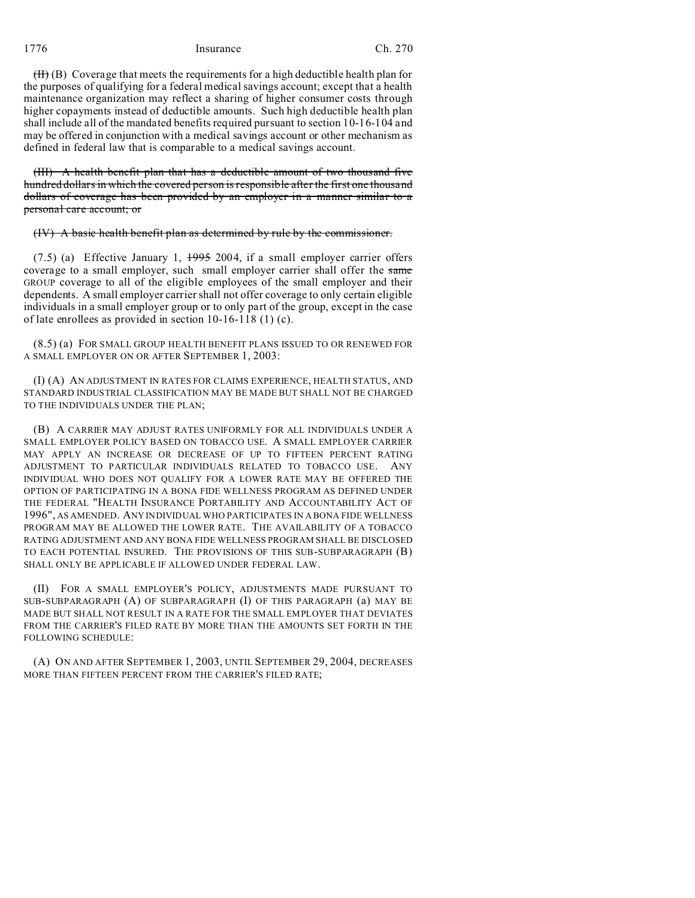~~(II)~~ (B) Coverage that meets the requirements for a high deductible health plan for the purposes of qualifying for a federal medical savings account; except that a health maintenance organization may reflect a sharing of higher consumer costs through higher copayments instead of deductible amounts. Such high deductible health plan shall include all of the mandated benefits required pursuant to section 10-16-104 and may be offered in conjunction with a medical savings account or other mechanism as defined in federal law that is comparable to a medical savings account.

~~(III) A health benefit plan that has a deductible amount of two thousand five hundred dollars in which the covered person is responsible after the first one thousand dollars of coverage has been provided by an employer in a manner similar to a personal care account; or~~

~~(IV) A basic health benefit plan as determined by rule by the commissioner.~~

(7.5) (a) Effective January 1, ~~1995~~ 2004, if a small employer carrier offers coverage to a small employer, such small employer carrier shall offer the ~~same~~ GROUP coverage to all of the eligible employees of the small employer and their dependents. A small employer carrier shall not offer coverage to only certain eligible individuals in a small employer group or to only part of the group, except in the case of late enrollees as provided in section 10-16-118 (1) (c).

(8.5) (a) FOR SMALL GROUP HEALTH BENEFIT PLANS ISSUED TO OR RENEWED FOR A SMALL EMPLOYER ON OR AFTER SEPTEMBER 1, 2003:

(I) (A) AN ADJUSTMENT IN RATES FOR CLAIMS EXPERIENCE, HEALTH STATUS, AND STANDARD INDUSTRIAL CLASSIFICATION MAY BE MADE BUT SHALL NOT BE CHARGED TO THE INDIVIDUALS UNDER THE PLAN;

(B) A CARRIER MAY ADJUST RATES UNIFORMLY FOR ALL INDIVIDUALS UNDER A SMALL EMPLOYER POLICY BASED ON TOBACCO USE. A SMALL EMPLOYER CARRIER MAY APPLY AN INCREASE OR DECREASE OF UP TO FIFTEEN PERCENT RATING ADJUSTMENT TO PARTICULAR INDIVIDUALS RELATED TO TOBACCO USE. ANY INDIVIDUAL WHO DOES NOT QUALIFY FOR A LOWER RATE MAY BE OFFERED THE OPTION OF PARTICIPATING IN A BONA FIDE WELLNESS PROGRAM AS DEFINED UNDER THE FEDERAL "HEALTH INSURANCE PORTABILITY AND ACCOUNTABILITY ACT OF 1996", AS AMENDED. ANY INDIVIDUAL WHO PARTICIPATES IN A BONA FIDE WELLNESS PROGRAM MAY BE ALLOWED THE LOWER RATE. THE AVAILABILITY OF A TOBACCO RATING ADJUSTMENT AND ANY BONA FIDE WELLNESS PROGRAM SHALL BE DISCLOSED TO EACH POTENTIAL INSURED. THE PROVISIONS OF THIS SUB-SUBPARAGRAPH (B) SHALL ONLY BE APPLICABLE IF ALLOWED UNDER FEDERAL LAW.

(II) FOR A SMALL EMPLOYER'S POLICY, ADJUSTMENTS MADE PURSUANT TO SUB-SUBPARAGRAPH (A) OF SUBPARAGRAPH (I) OF THIS PARAGRAPH (a) MAY BE MADE BUT SHALL NOT RESULT IN A RATE FOR THE SMALL EMPLOYER THAT DEVIATES FROM THE CARRIER'S FILED RATE BY MORE THAN THE AMOUNTS SET FORTH IN THE FOLLOWING SCHEDULE:

(A) ON AND AFTER SEPTEMBER 1, 2003, UNTIL SEPTEMBER 29, 2004, DECREASES MORE THAN FIFTEEN PERCENT FROM THE CARRIER'S FILED RATE;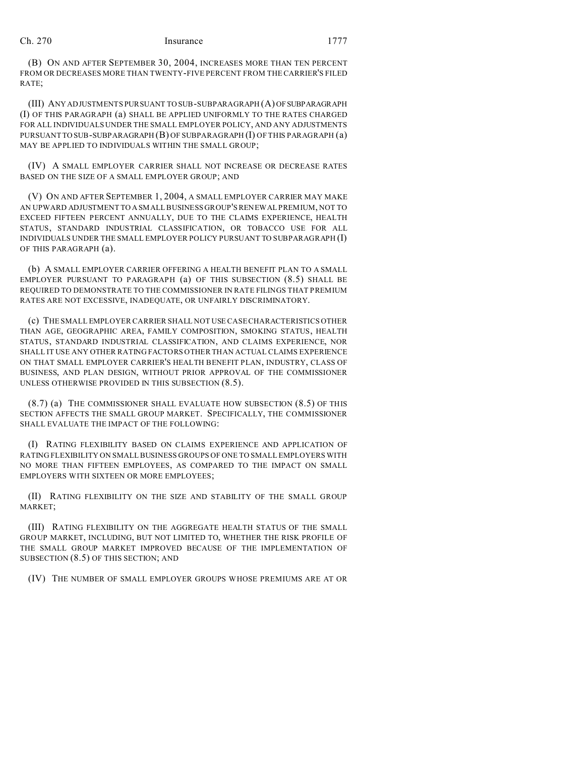(B) ON AND AFTER SEPTEMBER 30, 2004, INCREASES MORE THAN TEN PERCENT FROM OR DECREASES MORE THAN TWENTY-FIVE PERCENT FROM THE CARRIER'S FILED RATE;

(III) ANY ADJUSTMENTS PURSUANT TO SUB-SUBPARAGRAPH (A) OF SUBPARAGRAPH (I) OF THIS PARAGRAPH (a) SHALL BE APPLIED UNIFORMLY TO THE RATES CHARGED FOR ALL INDIVIDUALS UNDER THE SMALL EMPLOYER POLICY, AND ANY ADJUSTMENTS PURSUANT TO SUB-SUBPARAGRAPH (B) OF SUBPARAGRAPH (I) OF THIS PARAGRAPH (a) MAY BE APPLIED TO INDIVIDUALS WITHIN THE SMALL GROUP;

(IV) A SMALL EMPLOYER CARRIER SHALL NOT INCREASE OR DECREASE RATES BASED ON THE SIZE OF A SMALL EMPLOYER GROUP; AND

(V) ON AND AFTER SEPTEMBER 1, 2004, A SMALL EMPLOYER CARRIER MAY MAKE AN UPWARD ADJUSTMENT TO A SMALL BUSINESS GROUP'S RENEWAL PREMIUM, NOT TO EXCEED FIFTEEN PERCENT ANNUALLY, DUE TO THE CLAIMS EXPERIENCE, HEALTH STATUS, STANDARD INDUSTRIAL CLASSIFICATION, OR TOBACCO USE FOR ALL INDIVIDUALS UNDER THE SMALL EMPLOYER POLICY PURSUANT TO SUBPARAGRAPH (I) OF THIS PARAGRAPH (a).

(b) A SMALL EMPLOYER CARRIER OFFERING A HEALTH BENEFIT PLAN TO A SMALL EMPLOYER PURSUANT TO PARAGRAPH (a) OF THIS SUBSECTION (8.5) SHALL BE REQUIRED TO DEMONSTRATE TO THE COMMISSIONER IN RATE FILINGS THAT PREMIUM RATES ARE NOT EXCESSIVE, INADEQUATE, OR UNFAIRLY DISCRIMINATORY.

(c) THE SMALL EMPLOYER CARRIER SHALL NOT USE CASE CHARACTERISTICS OTHER THAN AGE, GEOGRAPHIC AREA, FAMILY COMPOSITION, SMOKING STATUS, HEALTH STATUS, STANDARD INDUSTRIAL CLASSIFICATION, AND CLAIMS EXPERIENCE, NOR SHALL IT USE ANY OTHER RATING FACTORS OTHER THAN ACTUAL CLAIMS EXPERIENCE ON THAT SMALL EMPLOYER CARRIER'S HEALTH BENEFIT PLAN, INDUSTRY, CLASS OF BUSINESS, AND PLAN DESIGN, WITHOUT PRIOR APPROVAL OF THE COMMISSIONER UNLESS OTHERWISE PROVIDED IN THIS SUBSECTION (8.5).

(8.7) (a) THE COMMISSIONER SHALL EVALUATE HOW SUBSECTION (8.5) OF THIS SECTION AFFECTS THE SMALL GROUP MARKET. SPECIFICALLY, THE COMMISSIONER SHALL EVALUATE THE IMPACT OF THE FOLLOWING:

(I) RATING FLEXIBILITY BASED ON CLAIMS EXPERIENCE AND APPLICATION OF RATING FLEXIBILITY ON SMALL BUSINESS GROUPS OF ONE TO SMALL EMPLOYERS WITH NO MORE THAN FIFTEEN EMPLOYEES, AS COMPARED TO THE IMPACT ON SMALL EMPLOYERS WITH SIXTEEN OR MORE EMPLOYEES;

(II) RATING FLEXIBILITY ON THE SIZE AND STABILITY OF THE SMALL GROUP MARKET;

(III) RATING FLEXIBILITY ON THE AGGREGATE HEALTH STATUS OF THE SMALL GROUP MARKET, INCLUDING, BUT NOT LIMITED TO, WHETHER THE RISK PROFILE OF THE SMALL GROUP MARKET IMPROVED BECAUSE OF THE IMPLEMENTATION OF SUBSECTION (8.5) OF THIS SECTION; AND

(IV) THE NUMBER OF SMALL EMPLOYER GROUPS WHOSE PREMIUMS ARE AT OR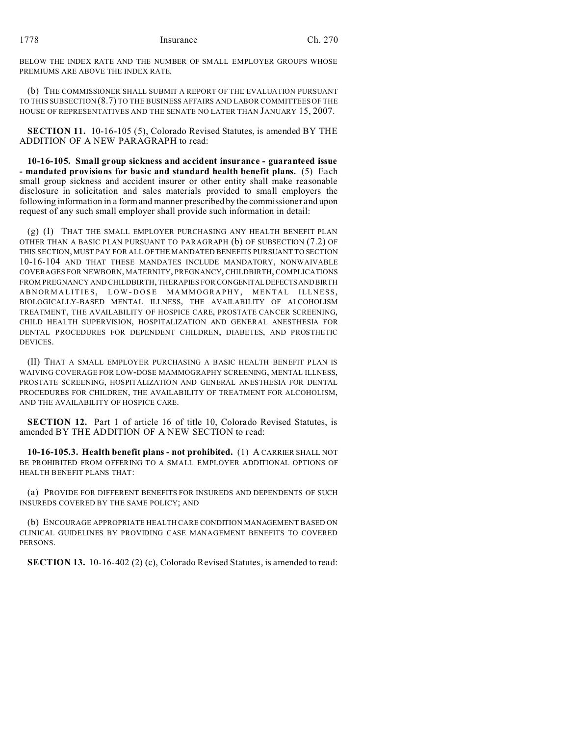BELOW THE INDEX RATE AND THE NUMBER OF SMALL EMPLOYER GROUPS WHOSE PREMIUMS ARE ABOVE THE INDEX RATE.

(b) THE COMMISSIONER SHALL SUBMIT A REPORT OF THE EVALUATION PURSUANT TO THIS SUBSECTION (8.7) TO THE BUSINESS AFFAIRS AND LABOR COMMITTEES OF THE HOUSE OF REPRESENTATIVES AND THE SENATE NO LATER THAN JANUARY 15, 2007.

**SECTION 11.** 10-16-105 (5), Colorado Revised Statutes, is amended BY THE ADDITION OF A NEW PARAGRAPH to read:

**10-16-105. Small group sickness and accident insurance - guaranteed issue - mandated provisions for basic and standard health benefit plans.** (5) Each small group sickness and accident insurer or other entity shall make reasonable disclosure in solicitation and sales materials provided to small employers the following information in a form and manner prescribed by the commissioner and upon request of any such small employer shall provide such information in detail:

(g) (I) THAT THE SMALL EMPLOYER PURCHASING ANY HEALTH BENEFIT PLAN OTHER THAN A BASIC PLAN PURSUANT TO PARAGRAPH (b) OF SUBSECTION (7.2) OF THIS SECTION, MUST PAY FOR ALL OF THE MANDATED BENEFITS PURSUANT TO SECTION 10-16-104 AND THAT THESE MANDATES INCLUDE MANDATORY, NONWAIVABLE COVERAGES FOR NEWBORN, MATERNITY, PREGNANCY, CHILDBIRTH, COMPLICATIONS FROM PREGNANCY AND CHILDBIRTH, THERAPIES FOR CONGENITAL DEFECTS AND BIRTH ABNORMALITIES, LOW-DOSE MAMMOGRAPHY, MENTAL ILLNESS, BIOLOGICALLY-BASED MENTAL ILLNESS, THE AVAILABILITY OF ALCOHOLISM TREATMENT, THE AVAILABILITY OF HOSPICE CARE, PROSTATE CANCER SCREENING, CHILD HEALTH SUPERVISION, HOSPITALIZATION AND GENERAL ANESTHESIA FOR DENTAL PROCEDURES FOR DEPENDENT CHILDREN, DIABETES, AND PROSTHETIC DEVICES.

(II) THAT A SMALL EMPLOYER PURCHASING A BASIC HEALTH BENEFIT PLAN IS WAIVING COVERAGE FOR LOW-DOSE MAMMOGRAPHY SCREENING, MENTAL ILLNESS, PROSTATE SCREENING, HOSPITALIZATION AND GENERAL ANESTHESIA FOR DENTAL PROCEDURES FOR CHILDREN, THE AVAILABILITY OF TREATMENT FOR ALCOHOLISM, AND THE AVAILABILITY OF HOSPICE CARE.

**SECTION 12.** Part 1 of article 16 of title 10, Colorado Revised Statutes, is amended BY THE ADDITION OF A NEW SECTION to read:

**10-16-105.3. Health benefit plans - not prohibited.** (1) A CARRIER SHALL NOT BE PROHIBITED FROM OFFERING TO A SMALL EMPLOYER ADDITIONAL OPTIONS OF HEALTH BENEFIT PLANS THAT:

(a) PROVIDE FOR DIFFERENT BENEFITS FOR INSUREDS AND DEPENDENTS OF SUCH INSUREDS COVERED BY THE SAME POLICY; AND

(b) ENCOURAGE APPROPRIATE HEALTH CARE CONDITION MANAGEMENT BASED ON CLINICAL GUIDELINES BY PROVIDING CASE MANAGEMENT BENEFITS TO COVERED PERSONS.

**SECTION 13.** 10-16-402 (2) (c), Colorado Revised Statutes, is amended to read: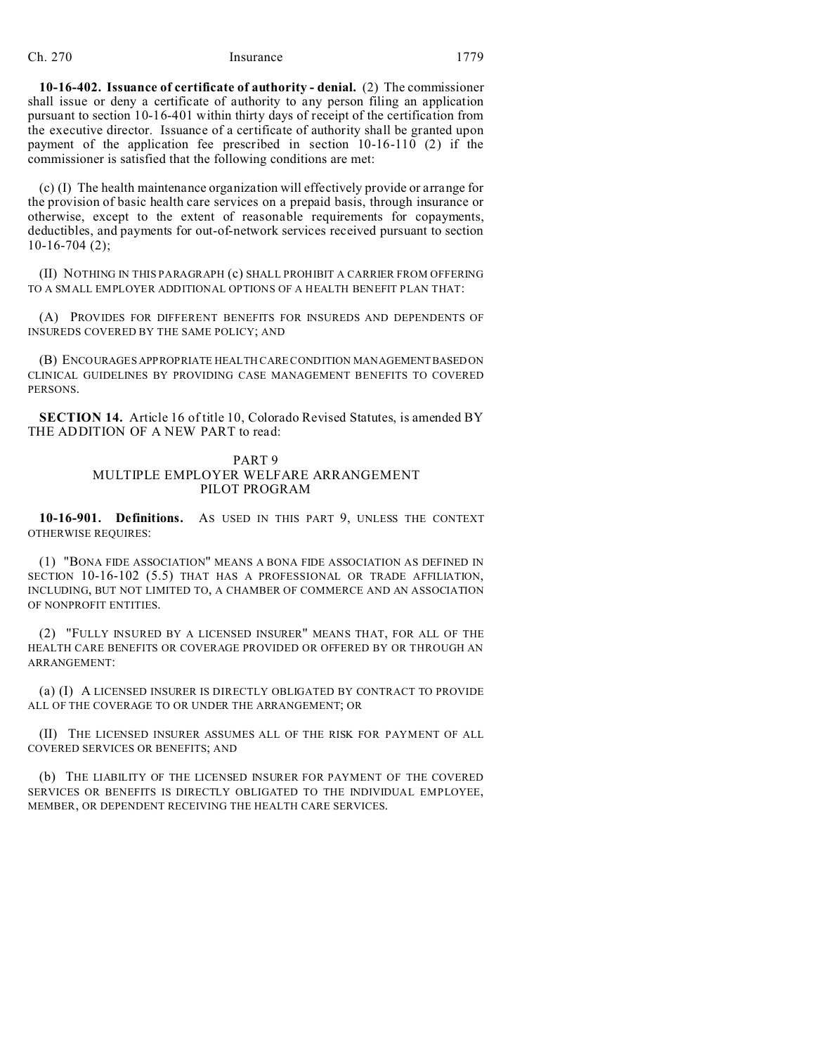**10-16-402. Issuance of certificate of authority - denial.** (2) The commissioner shall issue or deny a certificate of authority to any person filing an application pursuant to section 10-16-401 within thirty days of receipt of the certification from the executive director. Issuance of a certificate of authority shall be granted upon payment of the application fee prescribed in section 10-16-110 (2) if the commissioner is satisfied that the following conditions are met:

(c) (I) The health maintenance organization will effectively provide or arrange for the provision of basic health care services on a prepaid basis, through insurance or otherwise, except to the extent of reasonable requirements for copayments, deductibles, and payments for out-of-network services received pursuant to section 10-16-704 (2);

(II) NOTHING IN THIS PARAGRAPH (c) SHALL PROHIBIT A CARRIER FROM OFFERING TO A SMALL EMPLOYER ADDITIONAL OPTIONS OF A HEALTH BENEFIT PLAN THAT:

(A) PROVIDES FOR DIFFERENT BENEFITS FOR INSUREDS AND DEPENDENTS OF INSUREDS COVERED BY THE SAME POLICY; AND

(B) ENCOURAGES APPROPRIATE HEALTH CARE CONDITION MANAGEMENT BASED ON CLINICAL GUIDELINES BY PROVIDING CASE MANAGEMENT BENEFITS TO COVERED PERSONS.

**SECTION 14.** Article 16 of title 10, Colorado Revised Statutes, is amended BY THE ADDITION OF A NEW PART to read:

PART 9
MULTIPLE EMPLOYER WELFARE ARRANGEMENT
PILOT PROGRAM

**10-16-901. Definitions.** AS USED IN THIS PART 9, UNLESS THE CONTEXT OTHERWISE REQUIRES:

(1) "BONA FIDE ASSOCIATION" MEANS A BONA FIDE ASSOCIATION AS DEFINED IN SECTION 10-16-102 (5.5) THAT HAS A PROFESSIONAL OR TRADE AFFILIATION, INCLUDING, BUT NOT LIMITED TO, A CHAMBER OF COMMERCE AND AN ASSOCIATION OF NONPROFIT ENTITIES.

(2) "FULLY INSURED BY A LICENSED INSURER" MEANS THAT, FOR ALL OF THE HEALTH CARE BENEFITS OR COVERAGE PROVIDED OR OFFERED BY OR THROUGH AN ARRANGEMENT:

(a) (I) A LICENSED INSURER IS DIRECTLY OBLIGATED BY CONTRACT TO PROVIDE ALL OF THE COVERAGE TO OR UNDER THE ARRANGEMENT; OR

(II) THE LICENSED INSURER ASSUMES ALL OF THE RISK FOR PAYMENT OF ALL COVERED SERVICES OR BENEFITS; AND

(b) THE LIABILITY OF THE LICENSED INSURER FOR PAYMENT OF THE COVERED SERVICES OR BENEFITS IS DIRECTLY OBLIGATED TO THE INDIVIDUAL EMPLOYEE, MEMBER, OR DEPENDENT RECEIVING THE HEALTH CARE SERVICES.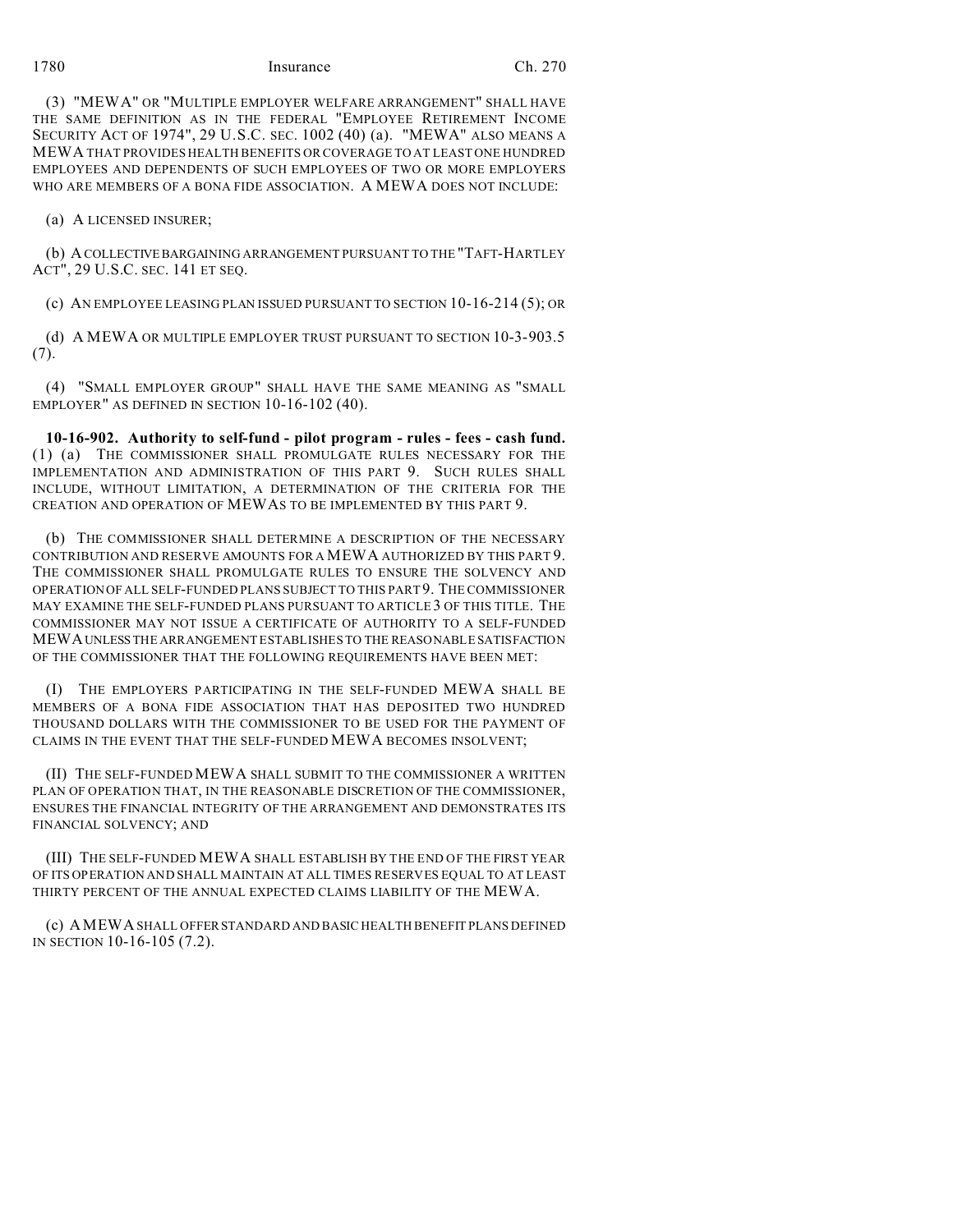(3) "MEWA" OR "MULTIPLE EMPLOYER WELFARE ARRANGEMENT" SHALL HAVE THE SAME DEFINITION AS IN THE FEDERAL "EMPLOYEE RETIREMENT INCOME SECURITY ACT OF 1974", 29 U.S.C. SEC. 1002 (40) (a). "MEWA" ALSO MEANS A MEWA THAT PROVIDES HEALTH BENEFITS OR COVERAGE TO AT LEAST ONE HUNDRED EMPLOYEES AND DEPENDENTS OF SUCH EMPLOYEES OF TWO OR MORE EMPLOYERS WHO ARE MEMBERS OF A BONA FIDE ASSOCIATION. A MEWA DOES NOT INCLUDE:

(a) A LICENSED INSURER;

(b) A COLLECTIVE BARGAINING ARRANGEMENT PURSUANT TO THE "TAFT-HARTLEY ACT", 29 U.S.C. SEC. 141 ET SEQ.

(c) AN EMPLOYEE LEASING PLAN ISSUED PURSUANT TO SECTION 10-16-214 (5); OR

(d) A MEWA OR MULTIPLE EMPLOYER TRUST PURSUANT TO SECTION 10-3-903.5 (7).

(4) "SMALL EMPLOYER GROUP" SHALL HAVE THE SAME MEANING AS "SMALL EMPLOYER" AS DEFINED IN SECTION 10-16-102 (40).

**10-16-902. Authority to self-fund - pilot program - rules - fees - cash fund.** (1) (a) THE COMMISSIONER SHALL PROMULGATE RULES NECESSARY FOR THE IMPLEMENTATION AND ADMINISTRATION OF THIS PART 9. SUCH RULES SHALL INCLUDE, WITHOUT LIMITATION, A DETERMINATION OF THE CRITERIA FOR THE CREATION AND OPERATION OF MEWAS TO BE IMPLEMENTED BY THIS PART 9.

(b) THE COMMISSIONER SHALL DETERMINE A DESCRIPTION OF THE NECESSARY CONTRIBUTION AND RESERVE AMOUNTS FOR A MEWA AUTHORIZED BY THIS PART 9. THE COMMISSIONER SHALL PROMULGATE RULES TO ENSURE THE SOLVENCY AND OPERATION OF ALL SELF-FUNDED PLANS SUBJECT TO THIS PART 9. THE COMMISSIONER MAY EXAMINE THE SELF-FUNDED PLANS PURSUANT TO ARTICLE 3 OF THIS TITLE. THE COMMISSIONER MAY NOT ISSUE A CERTIFICATE OF AUTHORITY TO A SELF-FUNDED MEWA UNLESS THE ARRANGEMENT ESTABLISHES TO THE REASONABLE SATISFACTION OF THE COMMISSIONER THAT THE FOLLOWING REQUIREMENTS HAVE BEEN MET:

(I) THE EMPLOYERS PARTICIPATING IN THE SELF-FUNDED MEWA SHALL BE MEMBERS OF A BONA FIDE ASSOCIATION THAT HAS DEPOSITED TWO HUNDRED THOUSAND DOLLARS WITH THE COMMISSIONER TO BE USED FOR THE PAYMENT OF CLAIMS IN THE EVENT THAT THE SELF-FUNDED MEWA BECOMES INSOLVENT;

(II) THE SELF-FUNDED MEWA SHALL SUBMIT TO THE COMMISSIONER A WRITTEN PLAN OF OPERATION THAT, IN THE REASONABLE DISCRETION OF THE COMMISSIONER, ENSURES THE FINANCIAL INTEGRITY OF THE ARRANGEMENT AND DEMONSTRATES ITS FINANCIAL SOLVENCY; AND

(III) THE SELF-FUNDED MEWA SHALL ESTABLISH BY THE END OF THE FIRST YEAR OF ITS OPERATION AND SHALL MAINTAIN AT ALL TIMES RESERVES EQUAL TO AT LEAST THIRTY PERCENT OF THE ANNUAL EXPECTED CLAIMS LIABILITY OF THE MEWA.

(c) A MEWA SHALL OFFER STANDARD AND BASIC HEALTH BENEFIT PLANS DEFINED IN SECTION 10-16-105 (7.2).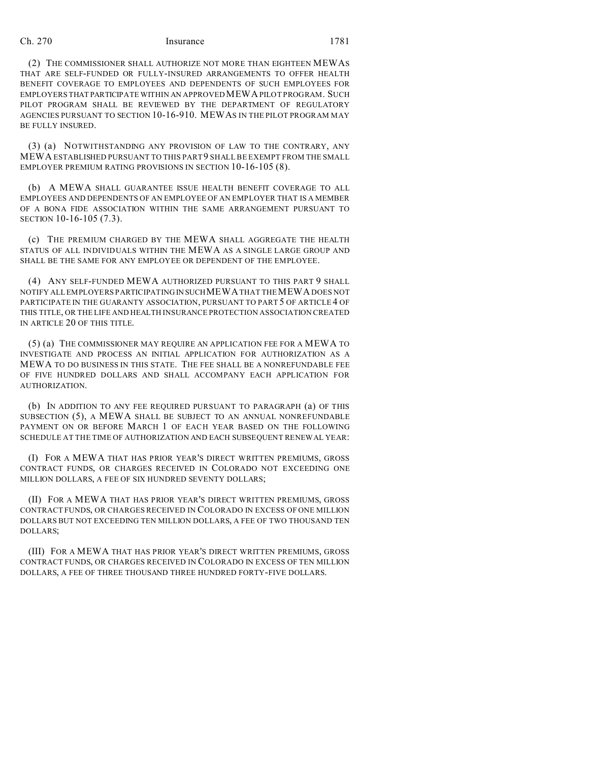(2) THE COMMISSIONER SHALL AUTHORIZE NOT MORE THAN EIGHTEEN MEWAS THAT ARE SELF-FUNDED OR FULLY-INSURED ARRANGEMENTS TO OFFER HEALTH BENEFIT COVERAGE TO EMPLOYEES AND DEPENDENTS OF SUCH EMPLOYEES FOR EMPLOYERS THAT PARTICIPATE WITHIN AN APPROVED MEWA PILOT PROGRAM. SUCH PILOT PROGRAM SHALL BE REVIEWED BY THE DEPARTMENT OF REGULATORY AGENCIES PURSUANT TO SECTION 10-16-910. MEWAS IN THE PILOT PROGRAM MAY BE FULLY INSURED.

(3) (a) NOTWITHSTANDING ANY PROVISION OF LAW TO THE CONTRARY, ANY MEWA ESTABLISHED PURSUANT TO THIS PART 9 SHALL BE EXEMPT FROM THE SMALL EMPLOYER PREMIUM RATING PROVISIONS IN SECTION 10-16-105 (8).

(b) A MEWA SHALL GUARANTEE ISSUE HEALTH BENEFIT COVERAGE TO ALL EMPLOYEES AND DEPENDENTS OF AN EMPLOYEE OF AN EMPLOYER THAT IS A MEMBER OF A BONA FIDE ASSOCIATION WITHIN THE SAME ARRANGEMENT PURSUANT TO SECTION 10-16-105 (7.3).

(c) THE PREMIUM CHARGED BY THE MEWA SHALL AGGREGATE THE HEALTH STATUS OF ALL INDIVIDUALS WITHIN THE MEWA AS A SINGLE LARGE GROUP AND SHALL BE THE SAME FOR ANY EMPLOYEE OR DEPENDENT OF THE EMPLOYEE.

(4) ANY SELF-FUNDED MEWA AUTHORIZED PURSUANT TO THIS PART 9 SHALL NOTIFY ALL EMPLOYERS PARTICIPATING IN SUCH MEWA THAT THE MEWA DOES NOT PARTICIPATE IN THE GUARANTY ASSOCIATION, PURSUANT TO PART 5 OF ARTICLE 4 OF THIS TITLE, OR THE LIFE AND HEALTH INSURANCE PROTECTION ASSOCIATION CREATED IN ARTICLE 20 OF THIS TITLE.

(5) (a) THE COMMISSIONER MAY REQUIRE AN APPLICATION FEE FOR A MEWA TO INVESTIGATE AND PROCESS AN INITIAL APPLICATION FOR AUTHORIZATION AS A MEWA TO DO BUSINESS IN THIS STATE. THE FEE SHALL BE A NONREFUNDABLE FEE OF FIVE HUNDRED DOLLARS AND SHALL ACCOMPANY EACH APPLICATION FOR AUTHORIZATION.

(b) IN ADDITION TO ANY FEE REQUIRED PURSUANT TO PARAGRAPH (a) OF THIS SUBSECTION (5), A MEWA SHALL BE SUBJECT TO AN ANNUAL NONREFUNDABLE PAYMENT ON OR BEFORE MARCH 1 OF EACH YEAR BASED ON THE FOLLOWING SCHEDULE AT THE TIME OF AUTHORIZATION AND EACH SUBSEQUENT RENEWAL YEAR:

(I) FOR A MEWA THAT HAS PRIOR YEAR'S DIRECT WRITTEN PREMIUMS, GROSS CONTRACT FUNDS, OR CHARGES RECEIVED IN COLORADO NOT EXCEEDING ONE MILLION DOLLARS, A FEE OF SIX HUNDRED SEVENTY DOLLARS;

(II) FOR A MEWA THAT HAS PRIOR YEAR'S DIRECT WRITTEN PREMIUMS, GROSS CONTRACT FUNDS, OR CHARGES RECEIVED IN COLORADO IN EXCESS OF ONE MILLION DOLLARS BUT NOT EXCEEDING TEN MILLION DOLLARS, A FEE OF TWO THOUSAND TEN DOLLARS;

(III) FOR A MEWA THAT HAS PRIOR YEAR'S DIRECT WRITTEN PREMIUMS, GROSS CONTRACT FUNDS, OR CHARGES RECEIVED IN COLORADO IN EXCESS OF TEN MILLION DOLLARS, A FEE OF THREE THOUSAND THREE HUNDRED FORTY-FIVE DOLLARS.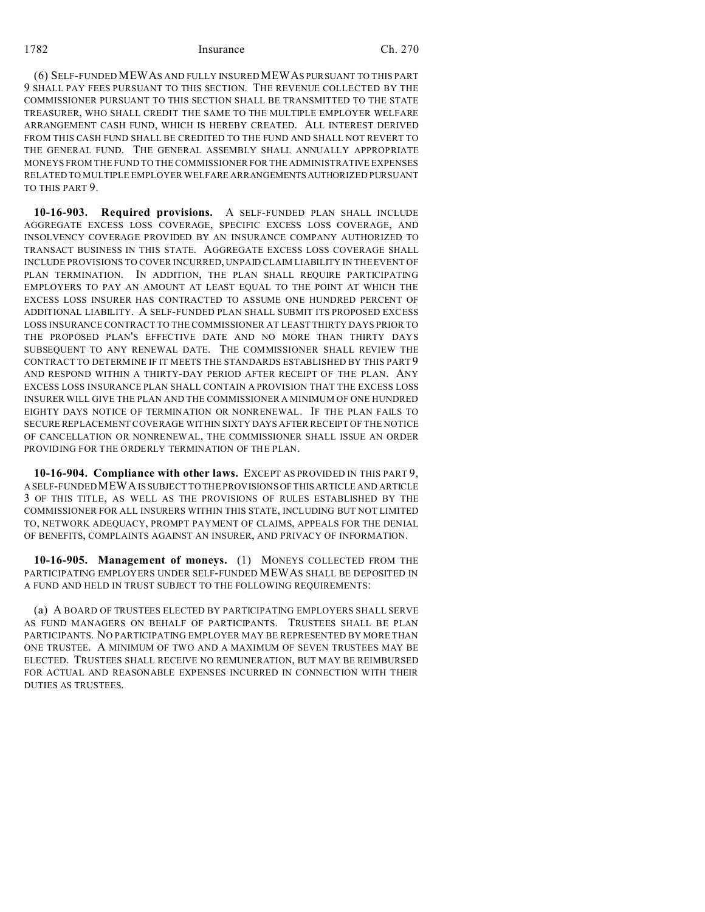(6) SELF-FUNDED MEWAS AND FULLY INSURED MEWAS PURSUANT TO THIS PART 9 SHALL PAY FEES PURSUANT TO THIS SECTION. THE REVENUE COLLECTED BY THE COMMISSIONER PURSUANT TO THIS SECTION SHALL BE TRANSMITTED TO THE STATE TREASURER, WHO SHALL CREDIT THE SAME TO THE MULTIPLE EMPLOYER WELFARE ARRANGEMENT CASH FUND, WHICH IS HEREBY CREATED. ALL INTEREST DERIVED FROM THIS CASH FUND SHALL BE CREDITED TO THE FUND AND SHALL NOT REVERT TO THE GENERAL FUND. THE GENERAL ASSEMBLY SHALL ANNUALLY APPROPRIATE MONEYS FROM THE FUND TO THE COMMISSIONER FOR THE ADMINISTRATIVE EXPENSES RELATED TO MULTIPLE EMPLOYER WELFARE ARRANGEMENTS AUTHORIZED PURSUANT TO THIS PART 9.

**10-16-903. Required provisions.** A SELF-FUNDED PLAN SHALL INCLUDE AGGREGATE EXCESS LOSS COVERAGE, SPECIFIC EXCESS LOSS COVERAGE, AND INSOLVENCY COVERAGE PROVIDED BY AN INSURANCE COMPANY AUTHORIZED TO TRANSACT BUSINESS IN THIS STATE. AGGREGATE EXCESS LOSS COVERAGE SHALL INCLUDE PROVISIONS TO COVER INCURRED, UNPAID CLAIM LIABILITY IN THE EVENT OF PLAN TERMINATION. IN ADDITION, THE PLAN SHALL REQUIRE PARTICIPATING EMPLOYERS TO PAY AN AMOUNT AT LEAST EQUAL TO THE POINT AT WHICH THE EXCESS LOSS INSURER HAS CONTRACTED TO ASSUME ONE HUNDRED PERCENT OF ADDITIONAL LIABILITY. A SELF-FUNDED PLAN SHALL SUBMIT ITS PROPOSED EXCESS LOSS INSURANCE CONTRACT TO THE COMMISSIONER AT LEAST THIRTY DAYS PRIOR TO THE PROPOSED PLAN'S EFFECTIVE DATE AND NO MORE THAN THIRTY DAYS SUBSEQUENT TO ANY RENEWAL DATE. THE COMMISSIONER SHALL REVIEW THE CONTRACT TO DETERMINE IF IT MEETS THE STANDARDS ESTABLISHED BY THIS PART 9 AND RESPOND WITHIN A THIRTY-DAY PERIOD AFTER RECEIPT OF THE PLAN. ANY EXCESS LOSS INSURANCE PLAN SHALL CONTAIN A PROVISION THAT THE EXCESS LOSS INSURER WILL GIVE THE PLAN AND THE COMMISSIONER A MINIMUM OF ONE HUNDRED EIGHTY DAYS NOTICE OF TERMINATION OR NONRENEWAL. IF THE PLAN FAILS TO SECURE REPLACEMENT COVERAGE WITHIN SIXTY DAYS AFTER RECEIPT OF THE NOTICE OF CANCELLATION OR NONRENEWAL, THE COMMISSIONER SHALL ISSUE AN ORDER PROVIDING FOR THE ORDERLY TERMINATION OF THE PLAN.

**10-16-904. Compliance with other laws.** EXCEPT AS PROVIDED IN THIS PART 9, A SELF-FUNDED MEWA IS SUBJECT TO THE PROVISIONS OF THIS ARTICLE AND ARTICLE 3 OF THIS TITLE, AS WELL AS THE PROVISIONS OF RULES ESTABLISHED BY THE COMMISSIONER FOR ALL INSURERS WITHIN THIS STATE, INCLUDING BUT NOT LIMITED TO, NETWORK ADEQUACY, PROMPT PAYMENT OF CLAIMS, APPEALS FOR THE DENIAL OF BENEFITS, COMPLAINTS AGAINST AN INSURER, AND PRIVACY OF INFORMATION.

**10-16-905. Management of moneys.** (1) MONEYS COLLECTED FROM THE PARTICIPATING EMPLOYERS UNDER SELF-FUNDED MEWAS SHALL BE DEPOSITED IN A FUND AND HELD IN TRUST SUBJECT TO THE FOLLOWING REQUIREMENTS:

(a) A BOARD OF TRUSTEES ELECTED BY PARTICIPATING EMPLOYERS SHALL SERVE AS FUND MANAGERS ON BEHALF OF PARTICIPANTS. TRUSTEES SHALL BE PLAN PARTICIPANTS. NO PARTICIPATING EMPLOYER MAY BE REPRESENTED BY MORE THAN ONE TRUSTEE. A MINIMUM OF TWO AND A MAXIMUM OF SEVEN TRUSTEES MAY BE ELECTED. TRUSTEES SHALL RECEIVE NO REMUNERATION, BUT MAY BE REIMBURSED FOR ACTUAL AND REASONABLE EXPENSES INCURRED IN CONNECTION WITH THEIR DUTIES AS TRUSTEES.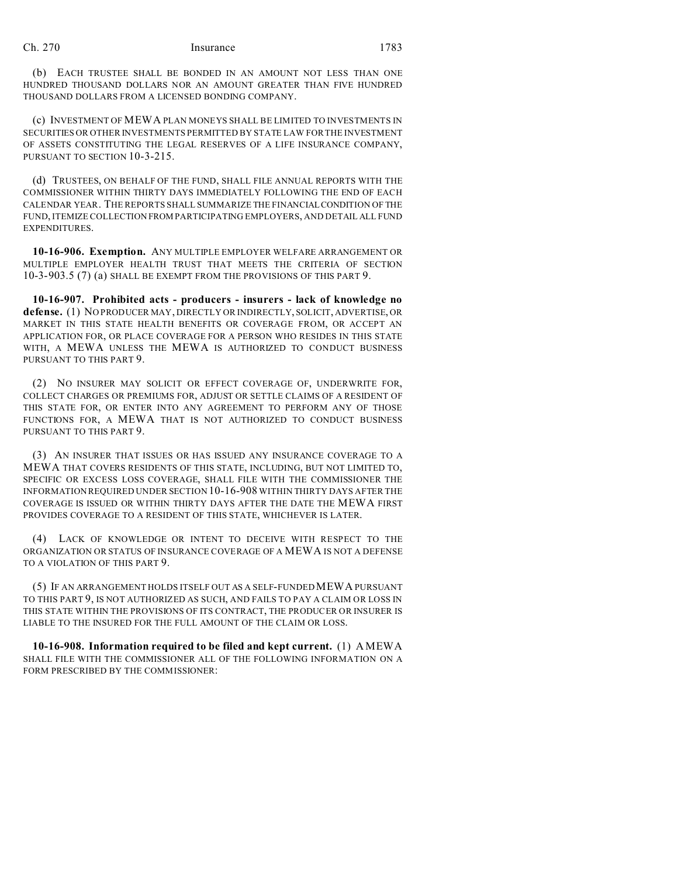(b) EACH TRUSTEE SHALL BE BONDED IN AN AMOUNT NOT LESS THAN ONE HUNDRED THOUSAND DOLLARS NOR AN AMOUNT GREATER THAN FIVE HUNDRED THOUSAND DOLLARS FROM A LICENSED BONDING COMPANY.

(c) INVESTMENT OF MEWA PLAN MONEYS SHALL BE LIMITED TO INVESTMENTS IN SECURITIES OR OTHER INVESTMENTS PERMITTED BY STATE LAW FOR THE INVESTMENT OF ASSETS CONSTITUTING THE LEGAL RESERVES OF A LIFE INSURANCE COMPANY, PURSUANT TO SECTION 10-3-215.

(d) TRUSTEES, ON BEHALF OF THE FUND, SHALL FILE ANNUAL REPORTS WITH THE COMMISSIONER WITHIN THIRTY DAYS IMMEDIATELY FOLLOWING THE END OF EACH CALENDAR YEAR. THE REPORTS SHALL SUMMARIZE THE FINANCIAL CONDITION OF THE FUND, ITEMIZE COLLECTION FROM PARTICIPATING EMPLOYERS, AND DETAIL ALL FUND EXPENDITURES.

**10-16-906. Exemption.** ANY MULTIPLE EMPLOYER WELFARE ARRANGEMENT OR MULTIPLE EMPLOYER HEALTH TRUST THAT MEETS THE CRITERIA OF SECTION 10-3-903.5 (7) (a) SHALL BE EXEMPT FROM THE PROVISIONS OF THIS PART 9.

**10-16-907. Prohibited acts - producers - insurers - lack of knowledge no defense.** (1) NO PRODUCER MAY, DIRECTLY OR INDIRECTLY, SOLICIT, ADVERTISE, OR MARKET IN THIS STATE HEALTH BENEFITS OR COVERAGE FROM, OR ACCEPT AN APPLICATION FOR, OR PLACE COVERAGE FOR A PERSON WHO RESIDES IN THIS STATE WITH, A MEWA UNLESS THE MEWA IS AUTHORIZED TO CONDUCT BUSINESS PURSUANT TO THIS PART 9.

(2) NO INSURER MAY SOLICIT OR EFFECT COVERAGE OF, UNDERWRITE FOR, COLLECT CHARGES OR PREMIUMS FOR, ADJUST OR SETTLE CLAIMS OF A RESIDENT OF THIS STATE FOR, OR ENTER INTO ANY AGREEMENT TO PERFORM ANY OF THOSE FUNCTIONS FOR, A MEWA THAT IS NOT AUTHORIZED TO CONDUCT BUSINESS PURSUANT TO THIS PART 9.

(3) AN INSURER THAT ISSUES OR HAS ISSUED ANY INSURANCE COVERAGE TO A MEWA THAT COVERS RESIDENTS OF THIS STATE, INCLUDING, BUT NOT LIMITED TO, SPECIFIC OR EXCESS LOSS COVERAGE, SHALL FILE WITH THE COMMISSIONER THE INFORMATION REQUIRED UNDER SECTION 10-16-908 WITHIN THIRTY DAYS AFTER THE COVERAGE IS ISSUED OR WITHIN THIRTY DAYS AFTER THE DATE THE MEWA FIRST PROVIDES COVERAGE TO A RESIDENT OF THIS STATE, WHICHEVER IS LATER.

(4) LACK OF KNOWLEDGE OR INTENT TO DECEIVE WITH RESPECT TO THE ORGANIZATION OR STATUS OF INSURANCE COVERAGE OF A MEWA IS NOT A DEFENSE TO A VIOLATION OF THIS PART 9.

(5) IF AN ARRANGEMENT HOLDS ITSELF OUT AS A SELF-FUNDED MEWA PURSUANT TO THIS PART 9, IS NOT AUTHORIZED AS SUCH, AND FAILS TO PAY A CLAIM OR LOSS IN THIS STATE WITHIN THE PROVISIONS OF ITS CONTRACT, THE PRODUCER OR INSURER IS LIABLE TO THE INSURED FOR THE FULL AMOUNT OF THE CLAIM OR LOSS.

**10-16-908. Information required to be filed and kept current.** (1) A MEWA SHALL FILE WITH THE COMMISSIONER ALL OF THE FOLLOWING INFORMATION ON A FORM PRESCRIBED BY THE COMMISSIONER: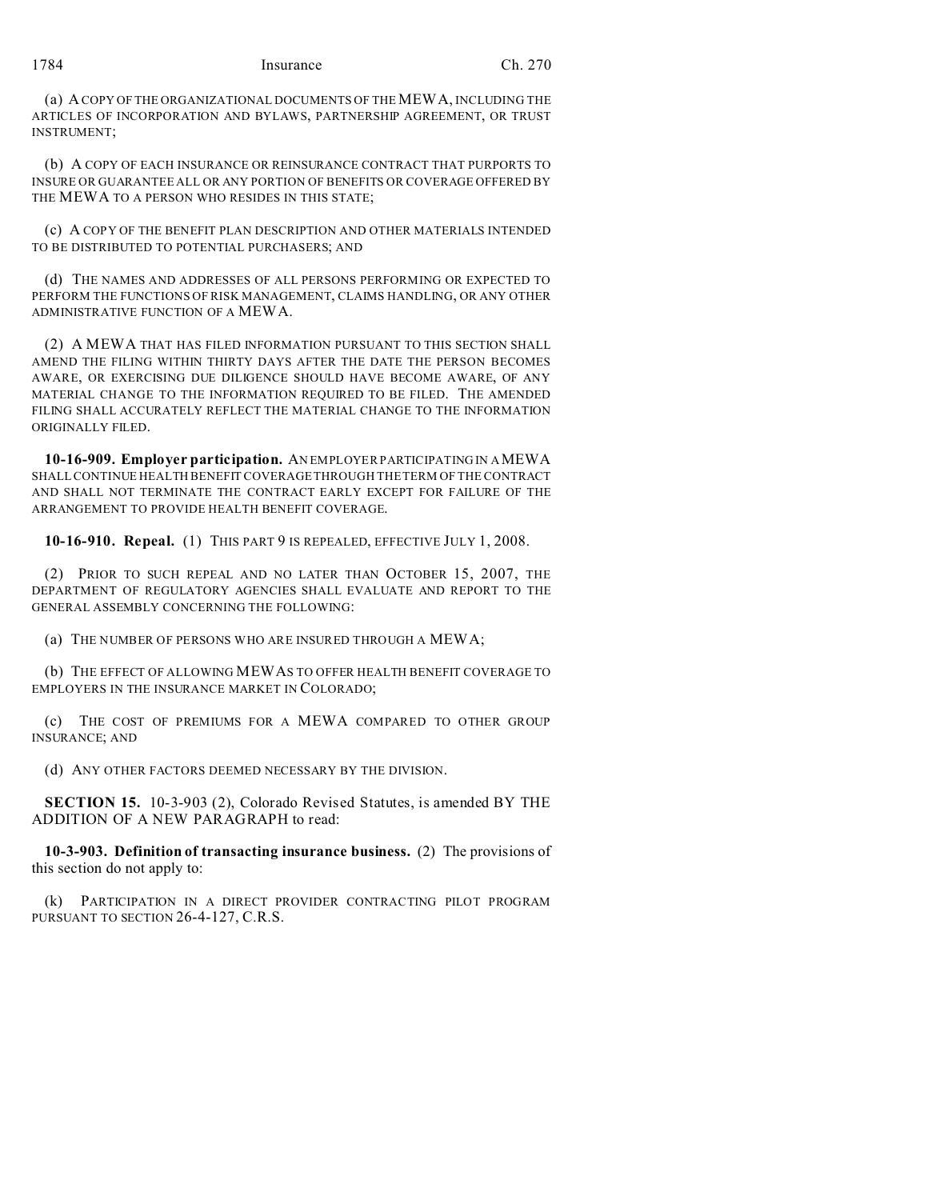(a) A COPY OF THE ORGANIZATIONAL DOCUMENTS OF THE MEWA, INCLUDING THE ARTICLES OF INCORPORATION AND BYLAWS, PARTNERSHIP AGREEMENT, OR TRUST INSTRUMENT;

(b) A COPY OF EACH INSURANCE OR REINSURANCE CONTRACT THAT PURPORTS TO INSURE OR GUARANTEE ALL OR ANY PORTION OF BENEFITS OR COVERAGE OFFERED BY THE MEWA TO A PERSON WHO RESIDES IN THIS STATE;

(c) A COPY OF THE BENEFIT PLAN DESCRIPTION AND OTHER MATERIALS INTENDED TO BE DISTRIBUTED TO POTENTIAL PURCHASERS; AND

(d) THE NAMES AND ADDRESSES OF ALL PERSONS PERFORMING OR EXPECTED TO PERFORM THE FUNCTIONS OF RISK MANAGEMENT, CLAIMS HANDLING, OR ANY OTHER ADMINISTRATIVE FUNCTION OF A MEWA.

(2) A MEWA THAT HAS FILED INFORMATION PURSUANT TO THIS SECTION SHALL AMEND THE FILING WITHIN THIRTY DAYS AFTER THE DATE THE PERSON BECOMES AWARE, OR EXERCISING DUE DILIGENCE SHOULD HAVE BECOME AWARE, OF ANY MATERIAL CHANGE TO THE INFORMATION REQUIRED TO BE FILED. THE AMENDED FILING SHALL ACCURATELY REFLECT THE MATERIAL CHANGE TO THE INFORMATION ORIGINALLY FILED.

**10-16-909. Employer participation.** AN EMPLOYER PARTICIPATING IN A MEWA SHALL CONTINUE HEALTH BENEFIT COVERAGE THROUGH THE TERM OF THE CONTRACT AND SHALL NOT TERMINATE THE CONTRACT EARLY EXCEPT FOR FAILURE OF THE ARRANGEMENT TO PROVIDE HEALTH BENEFIT COVERAGE.

**10-16-910. Repeal.** (1) THIS PART 9 IS REPEALED, EFFECTIVE JULY 1, 2008.

(2) PRIOR TO SUCH REPEAL AND NO LATER THAN OCTOBER 15, 2007, THE DEPARTMENT OF REGULATORY AGENCIES SHALL EVALUATE AND REPORT TO THE GENERAL ASSEMBLY CONCERNING THE FOLLOWING:

(a) THE NUMBER OF PERSONS WHO ARE INSURED THROUGH A MEWA;

(b) THE EFFECT OF ALLOWING MEWAS TO OFFER HEALTH BENEFIT COVERAGE TO EMPLOYERS IN THE INSURANCE MARKET IN COLORADO;

(c) THE COST OF PREMIUMS FOR A MEWA COMPARED TO OTHER GROUP INSURANCE; AND

(d) ANY OTHER FACTORS DEEMED NECESSARY BY THE DIVISION.

**SECTION 15.** 10-3-903 (2), Colorado Revised Statutes, is amended BY THE ADDITION OF A NEW PARAGRAPH to read:

**10-3-903. Definition of transacting insurance business.** (2) The provisions of this section do not apply to:

(k) PARTICIPATION IN A DIRECT PROVIDER CONTRACTING PILOT PROGRAM PURSUANT TO SECTION 26-4-127, C.R.S.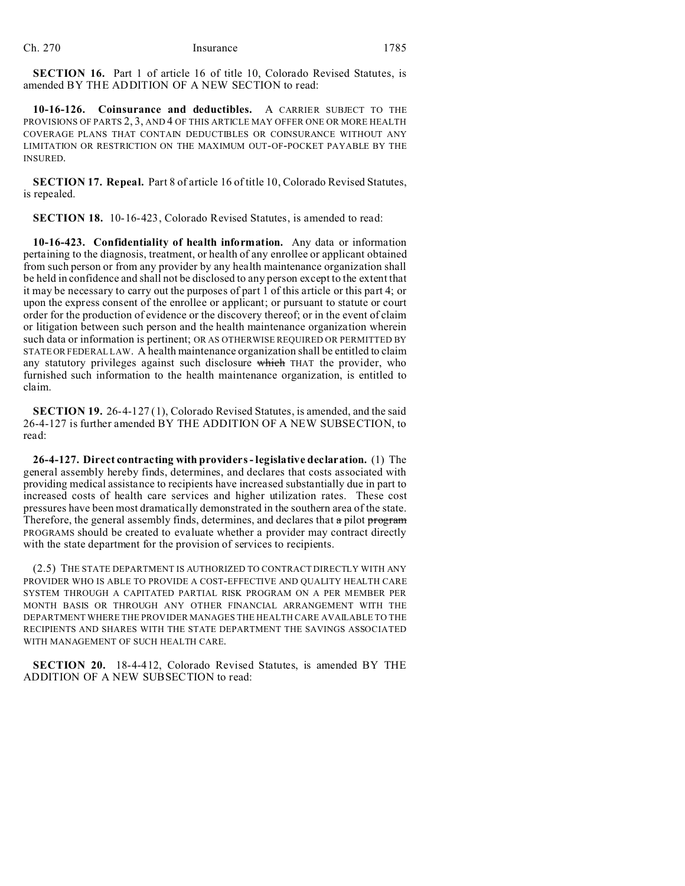**SECTION 16.** Part 1 of article 16 of title 10, Colorado Revised Statutes, is amended BY THE ADDITION OF A NEW SECTION to read:

**10-16-126. Coinsurance and deductibles.** A CARRIER SUBJECT TO THE PROVISIONS OF PARTS 2, 3, AND 4 OF THIS ARTICLE MAY OFFER ONE OR MORE HEALTH COVERAGE PLANS THAT CONTAIN DEDUCTIBLES OR COINSURANCE WITHOUT ANY LIMITATION OR RESTRICTION ON THE MAXIMUM OUT-OF-POCKET PAYABLE BY THE INSURED.

**SECTION 17. Repeal.** Part 8 of article 16 of title 10, Colorado Revised Statutes, is repealed.

**SECTION 18.** 10-16-423, Colorado Revised Statutes, is amended to read:

**10-16-423. Confidentiality of health information.** Any data or information pertaining to the diagnosis, treatment, or health of any enrollee or applicant obtained from such person or from any provider by any health maintenance organization shall be held in confidence and shall not be disclosed to any person except to the extent that it may be necessary to carry out the purposes of part 1 of this article or this part 4; or upon the express consent of the enrollee or applicant; or pursuant to statute or court order for the production of evidence or the discovery thereof; or in the event of claim or litigation between such person and the health maintenance organization wherein such data or information is pertinent; OR AS OTHERWISE REQUIRED OR PERMITTED BY STATE OR FEDERAL LAW. A health maintenance organization shall be entitled to claim any statutory privileges against such disclosure ~~which~~ THAT the provider, who furnished such information to the health maintenance organization, is entitled to claim.

**SECTION 19.** 26-4-127 (1), Colorado Revised Statutes, is amended, and the said 26-4-127 is further amended BY THE ADDITION OF A NEW SUBSECTION, to read:

**26-4-127. Direct contracting with providers - legislative declaration.** (1) The general assembly hereby finds, determines, and declares that costs associated with providing medical assistance to recipients have increased substantially due in part to increased costs of health care services and higher utilization rates. These cost pressures have been most dramatically demonstrated in the southern area of the state. Therefore, the general assembly finds, determines, and declares that ~~a~~ pilot ~~program~~ PROGRAMS should be created to evaluate whether a provider may contract directly with the state department for the provision of services to recipients.

(2.5) THE STATE DEPARTMENT IS AUTHORIZED TO CONTRACT DIRECTLY WITH ANY PROVIDER WHO IS ABLE TO PROVIDE A COST-EFFECTIVE AND QUALITY HEALTH CARE SYSTEM THROUGH A CAPITATED PARTIAL RISK PROGRAM ON A PER MEMBER PER MONTH BASIS OR THROUGH ANY OTHER FINANCIAL ARRANGEMENT WITH THE DEPARTMENT WHERE THE PROVIDER MANAGES THE HEALTH CARE AVAILABLE TO THE RECIPIENTS AND SHARES WITH THE STATE DEPARTMENT THE SAVINGS ASSOCIATED WITH MANAGEMENT OF SUCH HEALTH CARE.

**SECTION 20.** 18-4-412, Colorado Revised Statutes, is amended BY THE ADDITION OF A NEW SUBSECTION to read: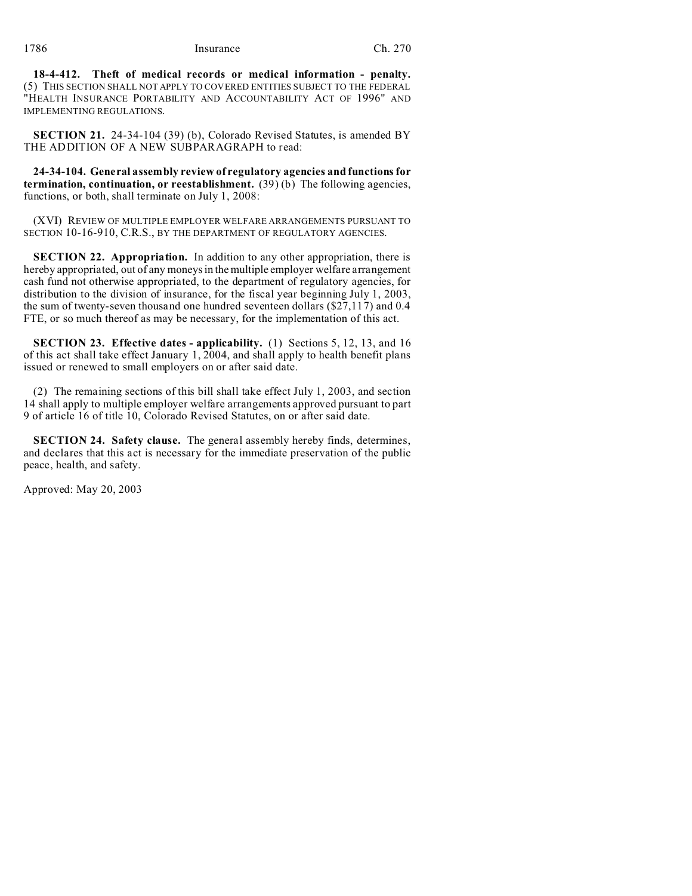**18-4-412. Theft of medical records or medical information - penalty.** (5) THIS SECTION SHALL NOT APPLY TO COVERED ENTITIES SUBJECT TO THE FEDERAL "HEALTH INSURANCE PORTABILITY AND ACCOUNTABILITY ACT OF 1996" AND IMPLEMENTING REGULATIONS.

**SECTION 21.** 24-34-104 (39) (b), Colorado Revised Statutes, is amended BY THE ADDITION OF A NEW SUBPARAGRAPH to read:

**24-34-104. General assembly review of regulatory agencies and functions for termination, continuation, or reestablishment.** (39) (b) The following agencies, functions, or both, shall terminate on July 1, 2008:

(XVI) REVIEW OF MULTIPLE EMPLOYER WELFARE ARRANGEMENTS PURSUANT TO SECTION 10-16-910, C.R.S., BY THE DEPARTMENT OF REGULATORY AGENCIES.

**SECTION 22. Appropriation.** In addition to any other appropriation, there is hereby appropriated, out of any moneys in the multiple employer welfare arrangement cash fund not otherwise appropriated, to the department of regulatory agencies, for distribution to the division of insurance, for the fiscal year beginning July 1, 2003, the sum of twenty-seven thousand one hundred seventeen dollars ($27,117) and 0.4 FTE, or so much thereof as may be necessary, for the implementation of this act.

**SECTION 23. Effective dates - applicability.** (1) Sections 5, 12, 13, and 16 of this act shall take effect January 1, 2004, and shall apply to health benefit plans issued or renewed to small employers on or after said date.

(2) The remaining sections of this bill shall take effect July 1, 2003, and section 14 shall apply to multiple employer welfare arrangements approved pursuant to part 9 of article 16 of title 10, Colorado Revised Statutes, on or after said date.

**SECTION 24. Safety clause.** The general assembly hereby finds, determines, and declares that this act is necessary for the immediate preservation of the public peace, health, and safety.

Approved: May 20, 2003